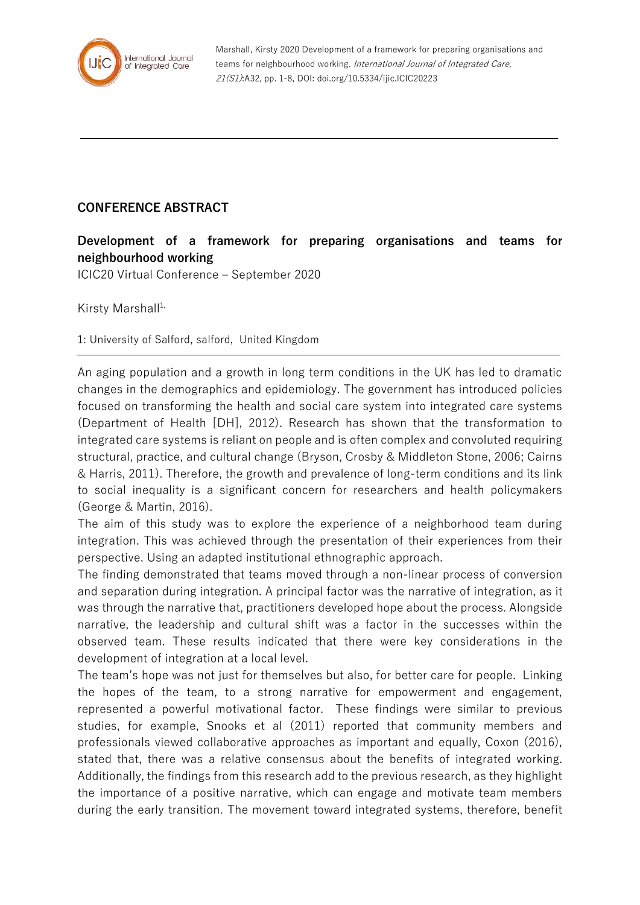Marshall, Kirsty 2020 Development of a framework for preparing organisations and teams for neighbourhood working. *International Journal of Integrated Care, 21(S1)*:A32, pp. 1-8, DOI: doi.org/10.5334/ijic.ICIC20223

---

## CONFERENCE ABSTRACT

### Development of a framework for preparing organisations and teams for neighbourhood working

ICIC20 Virtual Conference – September 2020

Kirsty Marshall[1,]

1: University of Salford, salford, United Kingdom

---

An aging population and a growth in long term conditions in the UK has led to dramatic changes in the demographics and epidemiology. The government has introduced policies focused on transforming the health and social care system into integrated care systems (Department of Health [DH], 2012). Research has shown that the transformation to integrated care systems is reliant on people and is often complex and convoluted requiring structural, practice, and cultural change (Bryson, Crosby & Middleton Stone, 2006; Cairns & Harris, 2011). Therefore, the growth and prevalence of long-term conditions and its link to social inequality is a significant concern for researchers and health policymakers (George & Martin, 2016).

The aim of this study was to explore the experience of a neighborhood team during integration. This was achieved through the presentation of their experiences from their perspective. Using an adapted institutional ethnographic approach.

The finding demonstrated that teams moved through a non-linear process of conversion and separation during integration. A principal factor was the narrative of integration, as it was through the narrative that, practitioners developed hope about the process. Alongside narrative, the leadership and cultural shift was a factor in the successes within the observed team. These results indicated that there were key considerations in the development of integration at a local level.

The team's hope was not just for themselves but also, for better care for people. Linking the hopes of the team, to a strong narrative for empowerment and engagement, represented a powerful motivational factor. These findings were similar to previous studies, for example, Snooks et al (2011) reported that community members and professionals viewed collaborative approaches as important and equally, Coxon (2016), stated that, there was a relative consensus about the benefits of integrated working. Additionally, the findings from this research add to the previous research, as they highlight the importance of a positive narrative, which can engage and motivate team members during the early transition. The movement toward integrated systems, therefore, benefit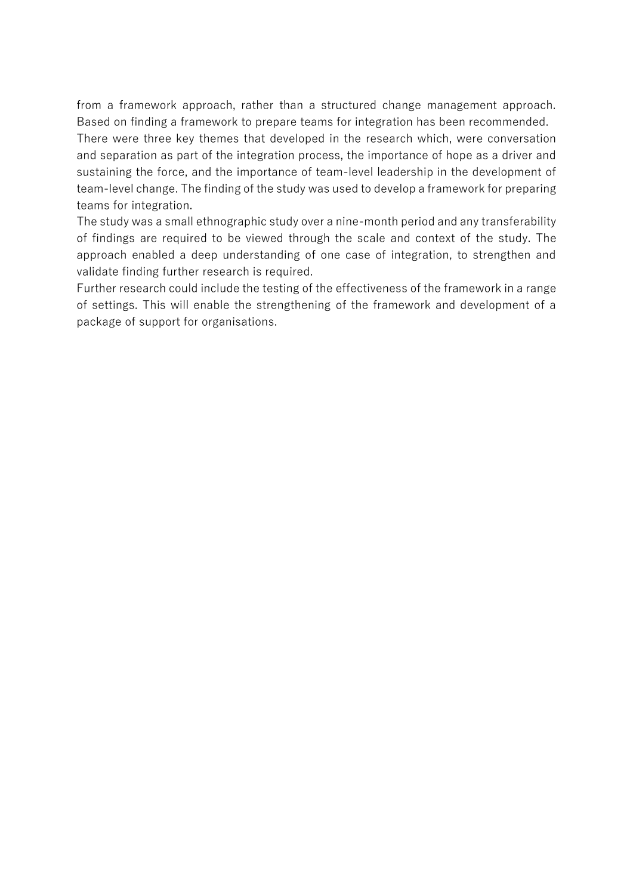from a framework approach, rather than a structured change management approach. Based on finding a framework to prepare teams for integration has been recommended.

There were three key themes that developed in the research which, were conversation and separation as part of the integration process, the importance of hope as a driver and sustaining the force, and the importance of team-level leadership in the development of team-level change. The finding of the study was used to develop a framework for preparing teams for integration.

The study was a small ethnographic study over a nine-month period and any transferability of findings are required to be viewed through the scale and context of the study. The approach enabled a deep understanding of one case of integration, to strengthen and validate finding further research is required.

Further research could include the testing of the effectiveness of the framework in a range of settings. This will enable the strengthening of the framework and development of a package of support for organisations.